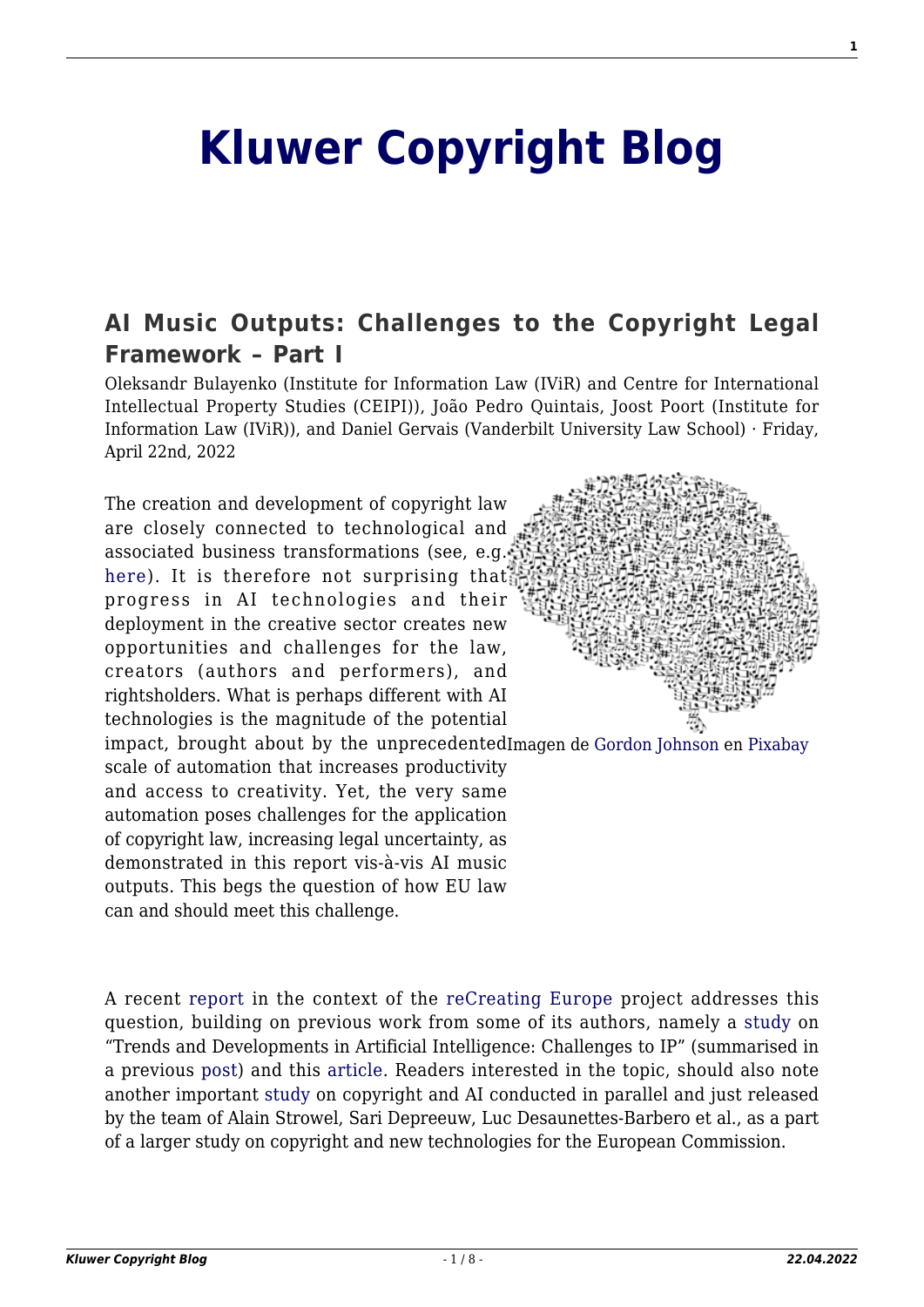# Kluwer Copyright Blog

## AI Music Outputs: Challenges to the Copyright Legal Framework – Part I

Oleksandr Bulayenko (Institute for Information Law (IViR) and Centre for International Intellectual Property Studies (CEIPI)), João Pedro Quintais, Joost Poort (Institute for Information Law (IViR)), and Daniel Gervais (Vanderbilt University Law School) · Friday, April 22nd, 2022

The creation and development of copyright law are closely connected to technological and associated business transformations (see, e.g. here). It is therefore not surprising that progress in AI technologies and their deployment in the creative sector creates new opportunities and challenges for the law, creators (authors and performers), and rightsholders. What is perhaps different with AI technologies is the magnitude of the potential impact, brought about by the unprecedented scale of automation that increases productivity and access to creativity. Yet, the very same automation poses challenges for the application of copyright law, increasing legal uncertainty, as demonstrated in this report vis-à-vis AI music outputs. This begs the question of how EU law can and should meet this challenge.

Imagen de Gordon Johnson en Pixabay

A recent report in the context of the reCreating Europe project addresses this question, building on previous work from some of its authors, namely a study on "Trends and Developments in Artificial Intelligence: Challenges to IP" (summarised in a previous post) and this article. Readers interested in the topic, should also note another important study on copyright and AI conducted in parallel and just released by the team of Alain Strowel, Sari Depreeuw, Luc Desaunettes-Barbero et al., as a part of a larger study on copyright and new technologies for the European Commission.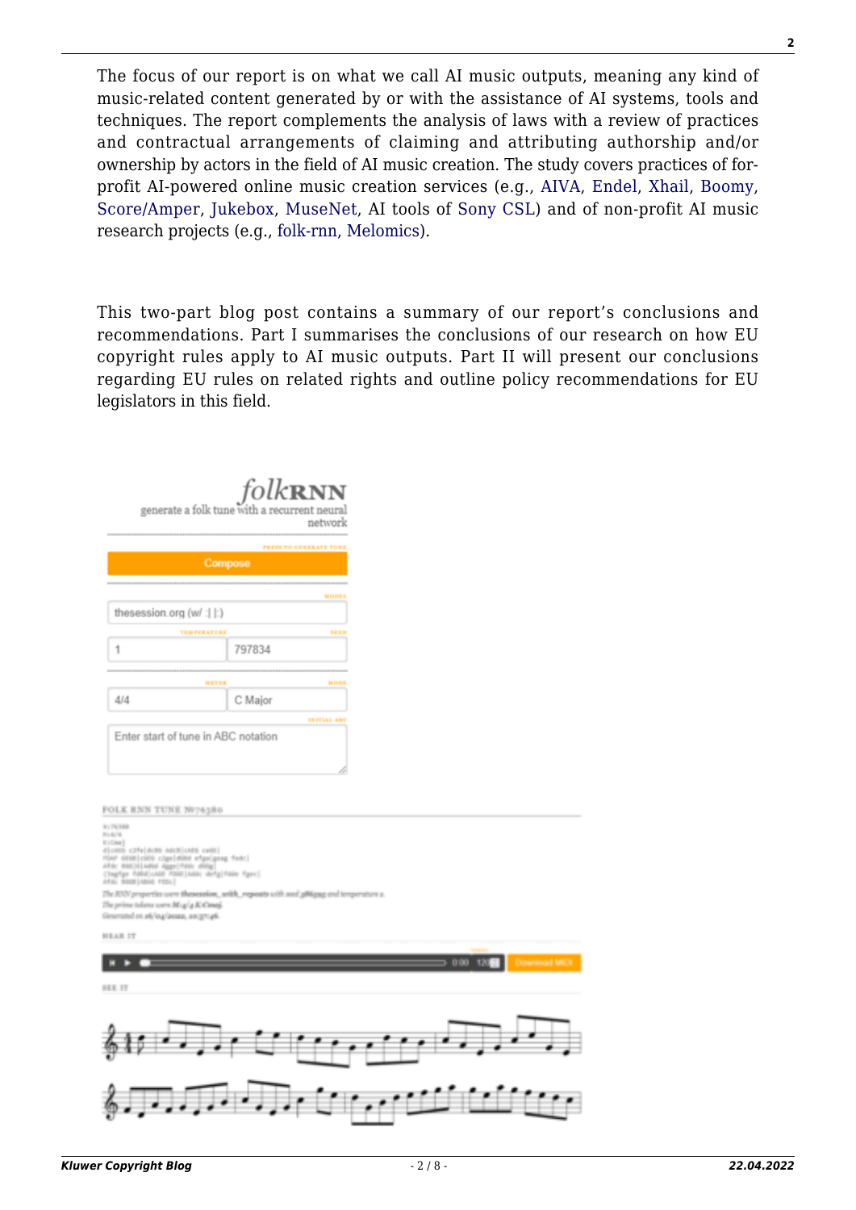The focus of our report is on what we call AI music outputs, meaning any kind of music-related content generated by or with the assistance of AI systems, tools and techniques. The report complements the analysis of laws with a review of practices and contractual arrangements of claiming and attributing authorship and/or ownership by actors in the field of AI music creation. The study covers practices of for-profit AI-powered online music creation services (e.g., AIVA, Endel, Xhail, Boomy, Score/Amper, Jukebox, MuseNet, AI tools of Sony CSL) and of non-profit AI music research projects (e.g., folk-rnn, Melomics).

This two-part blog post contains a summary of our report's conclusions and recommendations. Part I summarises the conclusions of our research on how EU copyright rules apply to AI music outputs. Part II will present our conclusions regarding EU rules on related rights and outline policy recommendations for EU legislators in this field.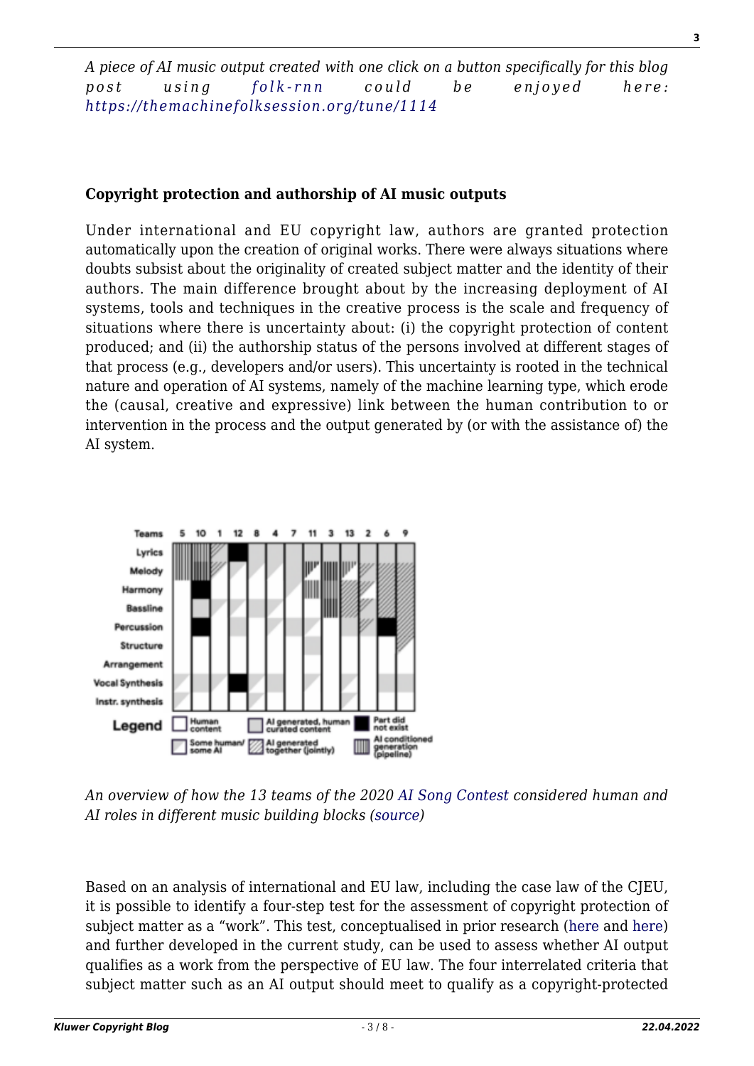*A piece of AI music output created with one click on a button specifically for this blog post using folk-rnn could be enjoyed here: https://themachinefolksession.org/tune/1114*

**Copyright protection and authorship of AI music outputs**

Under international and EU copyright law, authors are granted protection automatically upon the creation of original works. There were always situations where doubts subsist about the originality of created subject matter and the identity of their authors. The main difference brought about by the increasing deployment of AI systems, tools and techniques in the creative process is the scale and frequency of situations where there is uncertainty about: (i) the copyright protection of content produced; and (ii) the authorship status of the persons involved at different stages of that process (e.g., developers and/or users). This uncertainty is rooted in the technical nature and operation of AI systems, namely of the machine learning type, which erode the (causal, creative and expressive) link between the human contribution to or intervention in the process and the output generated by (or with the assistance of) the AI system.

*An overview of how the 13 teams of the 2020 AI Song Contest considered human and AI roles in different music building blocks (source)*

Based on an analysis of international and EU law, including the case law of the CJEU, it is possible to identify a four-step test for the assessment of copyright protection of subject matter as a "work". This test, conceptualised in prior research (here and here) and further developed in the current study, can be used to assess whether AI output qualifies as a work from the perspective of EU law. The four interrelated criteria that subject matter such as an AI output should meet to qualify as a copyright-protected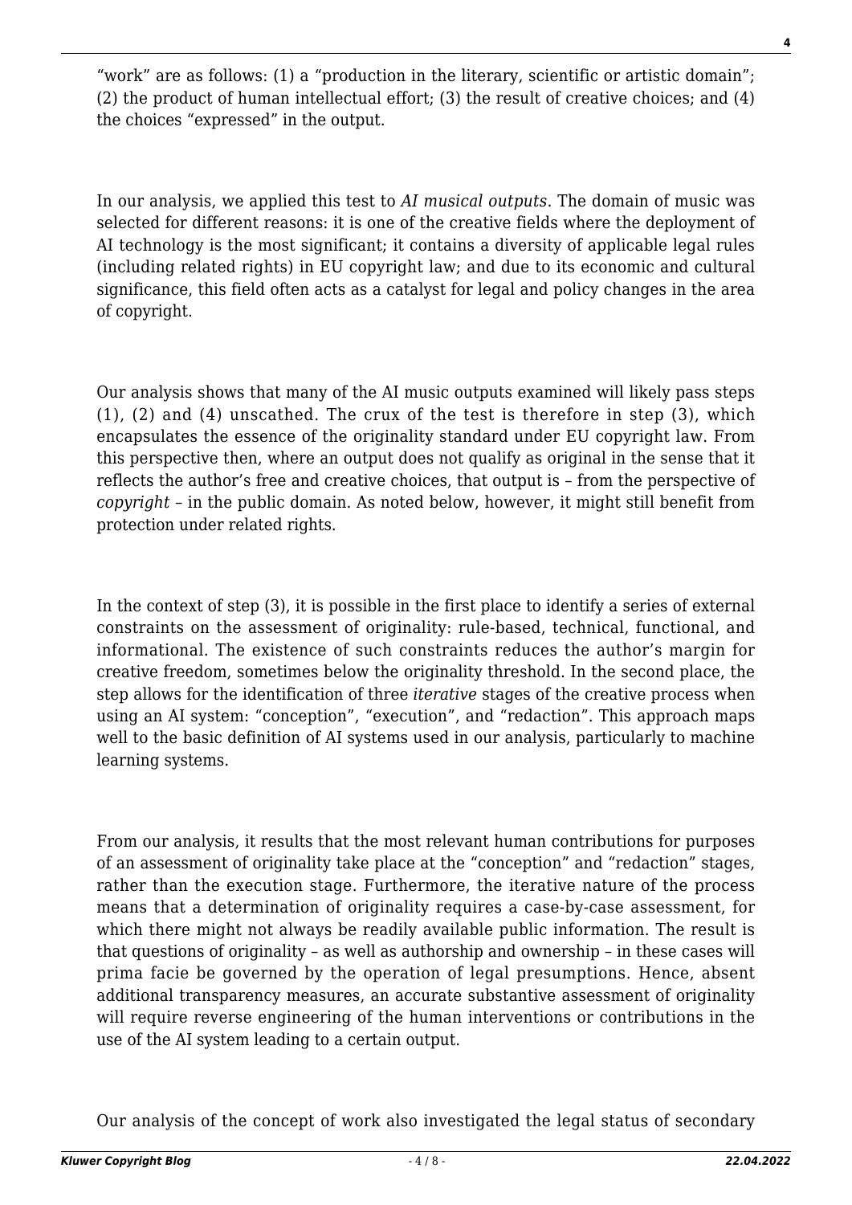"work" are as follows: (1) a "production in the literary, scientific or artistic domain"; (2) the product of human intellectual effort; (3) the result of creative choices; and (4) the choices "expressed" in the output.

In our analysis, we applied this test to *AI musical outputs*. The domain of music was selected for different reasons: it is one of the creative fields where the deployment of AI technology is the most significant; it contains a diversity of applicable legal rules (including related rights) in EU copyright law; and due to its economic and cultural significance, this field often acts as a catalyst for legal and policy changes in the area of copyright.

Our analysis shows that many of the AI music outputs examined will likely pass steps (1), (2) and (4) unscathed. The crux of the test is therefore in step (3), which encapsulates the essence of the originality standard under EU copyright law. From this perspective then, where an output does not qualify as original in the sense that it reflects the author's free and creative choices, that output is – from the perspective of *copyright* – in the public domain. As noted below, however, it might still benefit from protection under related rights.

In the context of step (3), it is possible in the first place to identify a series of external constraints on the assessment of originality: rule-based, technical, functional, and informational. The existence of such constraints reduces the author's margin for creative freedom, sometimes below the originality threshold. In the second place, the step allows for the identification of three *iterative* stages of the creative process when using an AI system: "conception", "execution", and "redaction". This approach maps well to the basic definition of AI systems used in our analysis, particularly to machine learning systems.

From our analysis, it results that the most relevant human contributions for purposes of an assessment of originality take place at the "conception" and "redaction" stages, rather than the execution stage. Furthermore, the iterative nature of the process means that a determination of originality requires a case-by-case assessment, for which there might not always be readily available public information. The result is that questions of originality – as well as authorship and ownership – in these cases will prima facie be governed by the operation of legal presumptions. Hence, absent additional transparency measures, an accurate substantive assessment of originality will require reverse engineering of the human interventions or contributions in the use of the AI system leading to a certain output.

Our analysis of the concept of work also investigated the legal status of secondary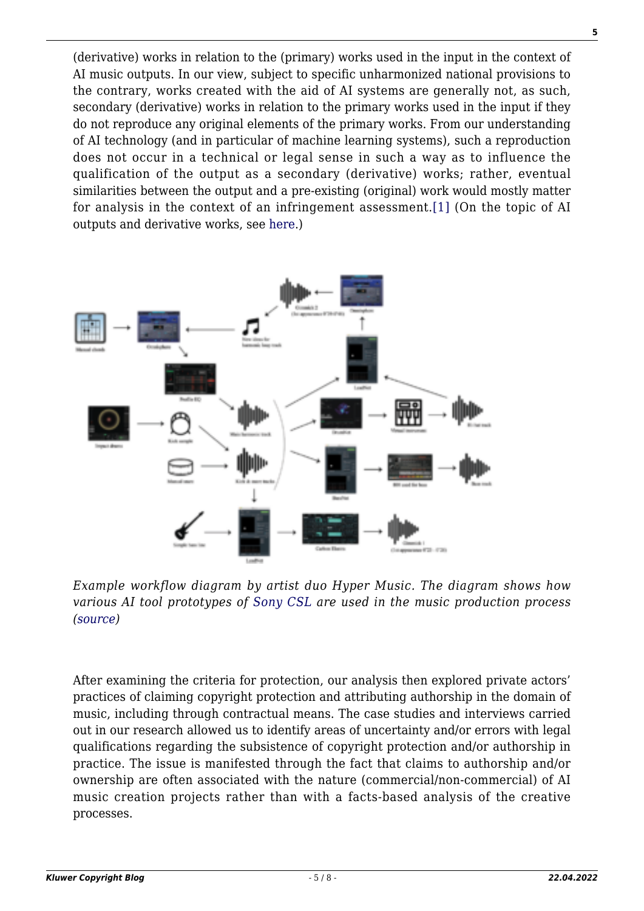(derivative) works in relation to the (primary) works used in the input in the context of AI music outputs. In our view, subject to specific unharmonized national provisions to the contrary, works created with the aid of AI systems are generally not, as such, secondary (derivative) works in relation to the primary works used in the input if they do not reproduce any original elements of the primary works. From our understanding of AI technology (and in particular of machine learning systems), such a reproduction does not occur in a technical or legal sense in such a way as to influence the qualification of the output as a secondary (derivative) works; rather, eventual similarities between the output and a pre-existing (original) work would mostly matter for analysis in the context of an infringement assessment.[1] (On the topic of AI outputs and derivative works, see here.)

*Example workflow diagram by artist duo Hyper Music. The diagram shows how various AI tool prototypes of Sony CSL are used in the music production process (source)*

After examining the criteria for protection, our analysis then explored private actors' practices of claiming copyright protection and attributing authorship in the domain of music, including through contractual means. The case studies and interviews carried out in our research allowed us to identify areas of uncertainty and/or errors with legal qualifications regarding the subsistence of copyright protection and/or authorship in practice. The issue is manifested through the fact that claims to authorship and/or ownership are often associated with the nature (commercial/non-commercial) of AI music creation projects rather than with a facts-based analysis of the creative processes.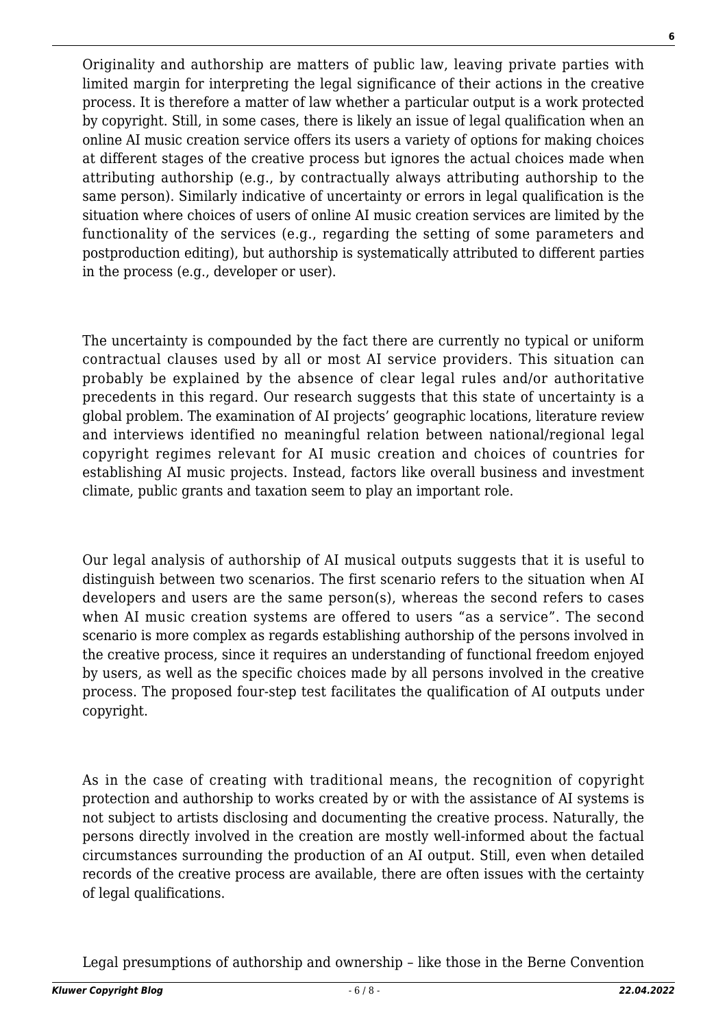Originality and authorship are matters of public law, leaving private parties with limited margin for interpreting the legal significance of their actions in the creative process. It is therefore a matter of law whether a particular output is a work protected by copyright. Still, in some cases, there is likely an issue of legal qualification when an online AI music creation service offers its users a variety of options for making choices at different stages of the creative process but ignores the actual choices made when attributing authorship (e.g., by contractually always attributing authorship to the same person). Similarly indicative of uncertainty or errors in legal qualification is the situation where choices of users of online AI music creation services are limited by the functionality of the services (e.g., regarding the setting of some parameters and postproduction editing), but authorship is systematically attributed to different parties in the process (e.g., developer or user).

The uncertainty is compounded by the fact there are currently no typical or uniform contractual clauses used by all or most AI service providers. This situation can probably be explained by the absence of clear legal rules and/or authoritative precedents in this regard. Our research suggests that this state of uncertainty is a global problem. The examination of AI projects' geographic locations, literature review and interviews identified no meaningful relation between national/regional legal copyright regimes relevant for AI music creation and choices of countries for establishing AI music projects. Instead, factors like overall business and investment climate, public grants and taxation seem to play an important role.

Our legal analysis of authorship of AI musical outputs suggests that it is useful to distinguish between two scenarios. The first scenario refers to the situation when AI developers and users are the same person(s), whereas the second refers to cases when AI music creation systems are offered to users "as a service". The second scenario is more complex as regards establishing authorship of the persons involved in the creative process, since it requires an understanding of functional freedom enjoyed by users, as well as the specific choices made by all persons involved in the creative process. The proposed four-step test facilitates the qualification of AI outputs under copyright.

As in the case of creating with traditional means, the recognition of copyright protection and authorship to works created by or with the assistance of AI systems is not subject to artists disclosing and documenting the creative process. Naturally, the persons directly involved in the creation are mostly well-informed about the factual circumstances surrounding the production of an AI output. Still, even when detailed records of the creative process are available, there are often issues with the certainty of legal qualifications.

Legal presumptions of authorship and ownership – like those in the Berne Convention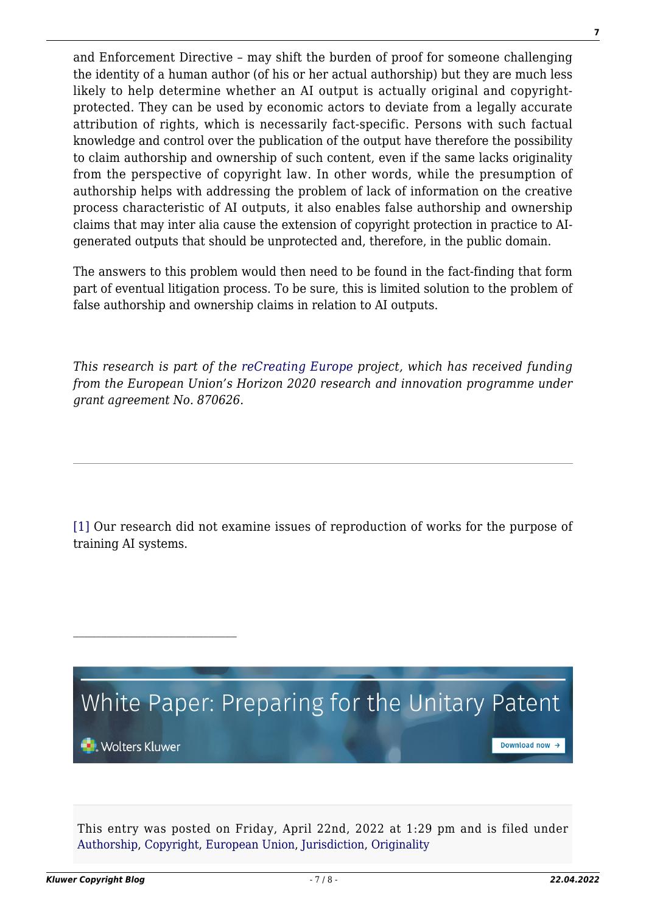and Enforcement Directive – may shift the burden of proof for someone challenging the identity of a human author (of his or her actual authorship) but they are much less likely to help determine whether an AI output is actually original and copyright-protected. They can be used by economic actors to deviate from a legally accurate attribution of rights, which is necessarily fact-specific. Persons with such factual knowledge and control over the publication of the output have therefore the possibility to claim authorship and ownership of such content, even if the same lacks originality from the perspective of copyright law. In other words, while the presumption of authorship helps with addressing the problem of lack of information on the creative process characteristic of AI outputs, it also enables false authorship and ownership claims that may inter alia cause the extension of copyright protection in practice to AI-generated outputs that should be unprotected and, therefore, in the public domain.

The answers to this problem would then need to be found in the fact-finding that form part of eventual litigation process. To be sure, this is limited solution to the problem of false authorship and ownership claims in relation to AI outputs.

*This research is part of the reCreating Europe project, which has received funding from the European Union's Horizon 2020 research and innovation programme under grant agreement No. 870626.*

---

[1] Our research did not examine issues of reproduction of works for the purpose of training AI systems.

---

White Paper: Preparing for the Unitary Patent

Wolters Kluwer

Download now →

This entry was posted on Friday, April 22nd, 2022 at 1:29 pm and is filed under Authorship, Copyright, European Union, Jurisdiction, Originality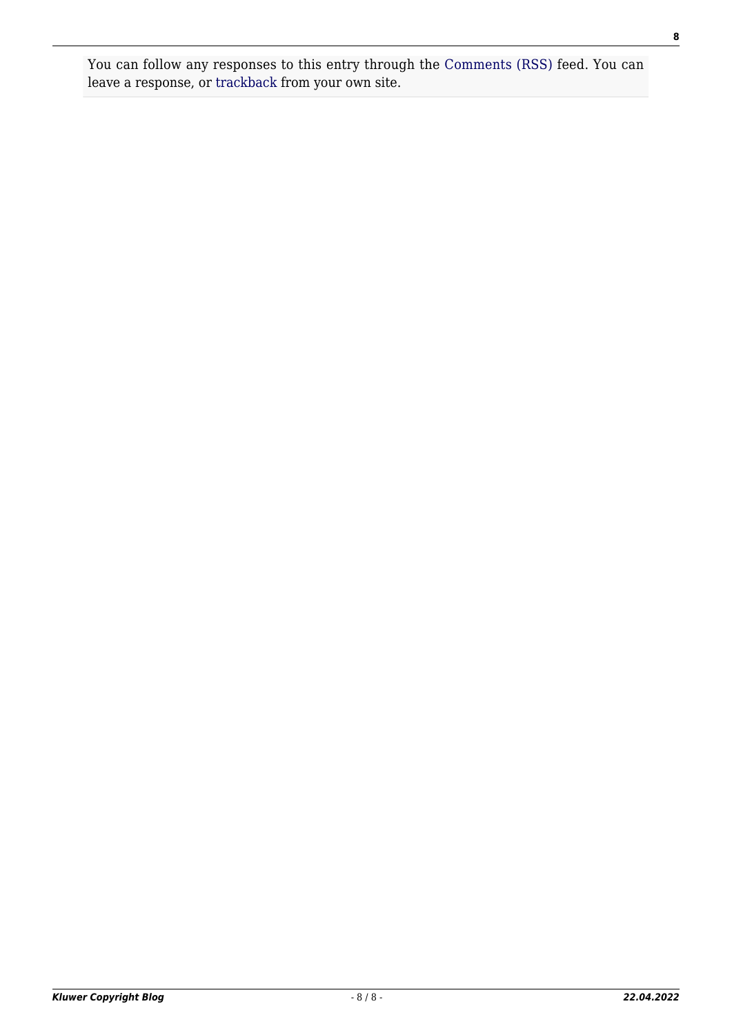You can follow any responses to this entry through the Comments (RSS) feed. You can leave a response, or trackback from your own site.